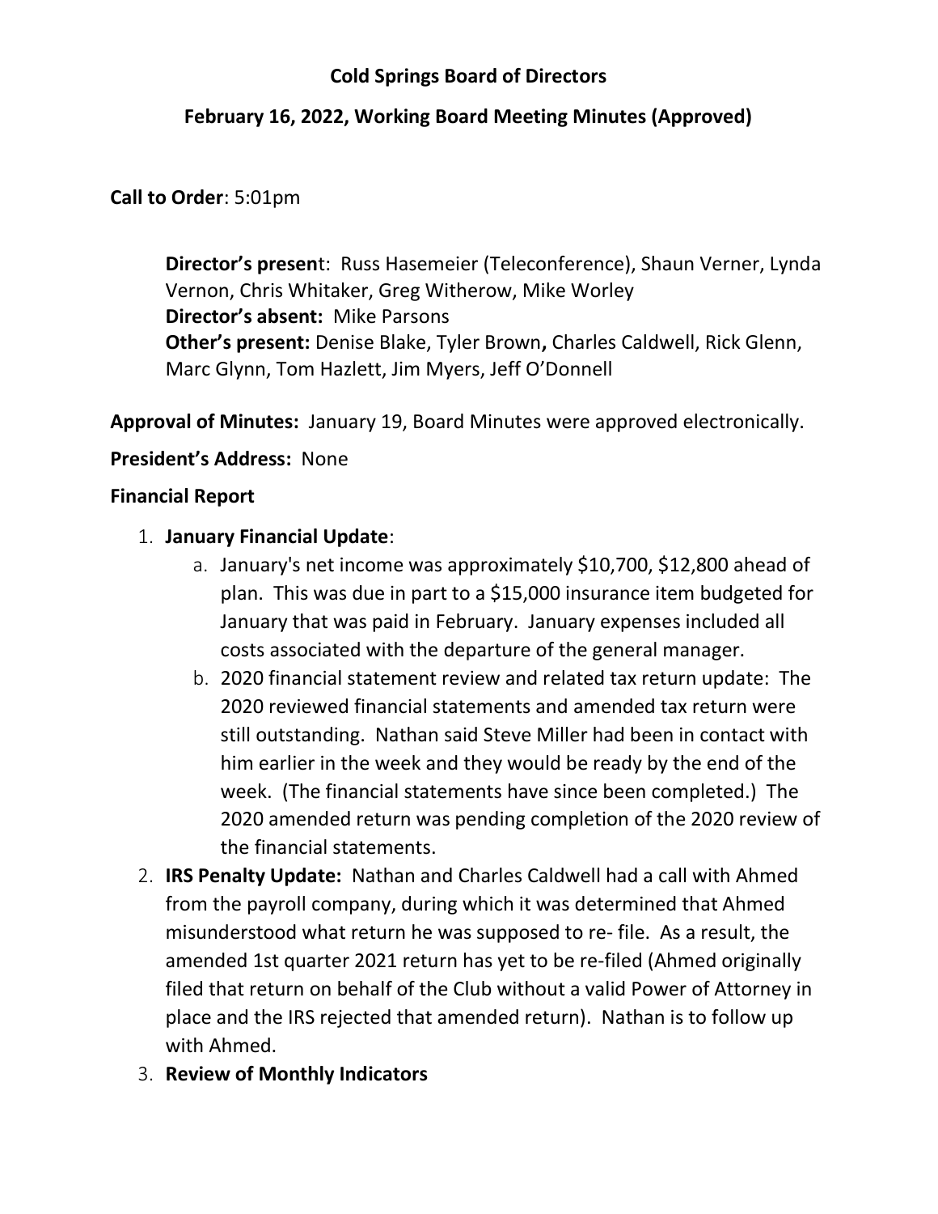# Cold Springs Board of Directors

## February 16, 2022, Working Board Meeting Minutes (Approved)

**Call to Order**: 5:01pm

> **Director's present**: Russ Hasemeier (Teleconference), Shaun Verner, Lynda Vernon, Chris Whitaker, Greg Witherow, Mike Worley
> **Director's absent:** Mike Parsons
> **Other's present:** Denise Blake, Tyler Brown, Charles Caldwell, Rick Glenn, Marc Glynn, Tom Hazlett, Jim Myers, Jeff O'Donnell

**Approval of Minutes:** January 19, Board Minutes were approved electronically.

**President's Address:** None

**Financial Report**

1. **January Financial Update**:
   a. January's net income was approximately $10,700, $12,800 ahead of plan. This was due in part to a $15,000 insurance item budgeted for January that was paid in February. January expenses included all costs associated with the departure of the general manager.
   b. 2020 financial statement review and related tax return update: The 2020 reviewed financial statements and amended tax return were still outstanding. Nathan said Steve Miller had been in contact with him earlier in the week and they would be ready by the end of the week. (The financial statements have since been completed.) The 2020 amended return was pending completion of the 2020 review of the financial statements.
2. **IRS Penalty Update:** Nathan and Charles Caldwell had a call with Ahmed from the payroll company, during which it was determined that Ahmed misunderstood what return he was supposed to re- file. As a result, the amended 1st quarter 2021 return has yet to be re-filed (Ahmed originally filed that return on behalf of the Club without a valid Power of Attorney in place and the IRS rejected that amended return). Nathan is to follow up with Ahmed.
3. **Review of Monthly Indicators**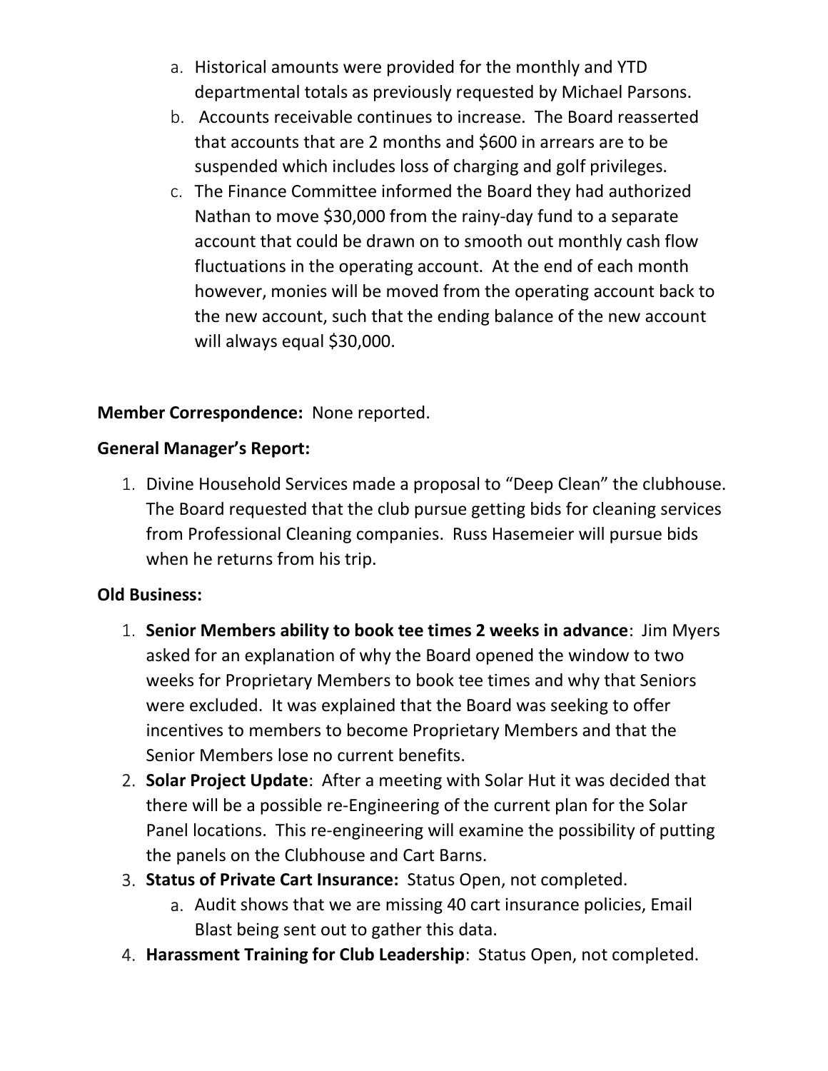a. Historical amounts were provided for the monthly and YTD departmental totals as previously requested by Michael Parsons.
   b. Accounts receivable continues to increase. The Board reasserted that accounts that are 2 months and $600 in arrears are to be suspended which includes loss of charging and golf privileges.
   c. The Finance Committee informed the Board they had authorized Nathan to move $30,000 from the rainy-day fund to a separate account that could be drawn on to smooth out monthly cash flow fluctuations in the operating account. At the end of each month however, monies will be moved from the operating account back to the new account, such that the ending balance of the new account will always equal $30,000.

**Member Correspondence:** None reported.

**General Manager's Report:**

1. Divine Household Services made a proposal to "Deep Clean" the clubhouse. The Board requested that the club pursue getting bids for cleaning services from Professional Cleaning companies. Russ Hasemeier will pursue bids when he returns from his trip.

**Old Business:**

1. **Senior Members ability to book tee times 2 weeks in advance**: Jim Myers asked for an explanation of why the Board opened the window to two weeks for Proprietary Members to book tee times and why that Seniors were excluded. It was explained that the Board was seeking to offer incentives to members to become Proprietary Members and that the Senior Members lose no current benefits.
2. **Solar Project Update**: After a meeting with Solar Hut it was decided that there will be a possible re-Engineering of the current plan for the Solar Panel locations. This re-engineering will examine the possibility of putting the panels on the Clubhouse and Cart Barns.
3. **Status of Private Cart Insurance:** Status Open, not completed.
   a. Audit shows that we are missing 40 cart insurance policies, Email Blast being sent out to gather this data.
4. **Harassment Training for Club Leadership**: Status Open, not completed.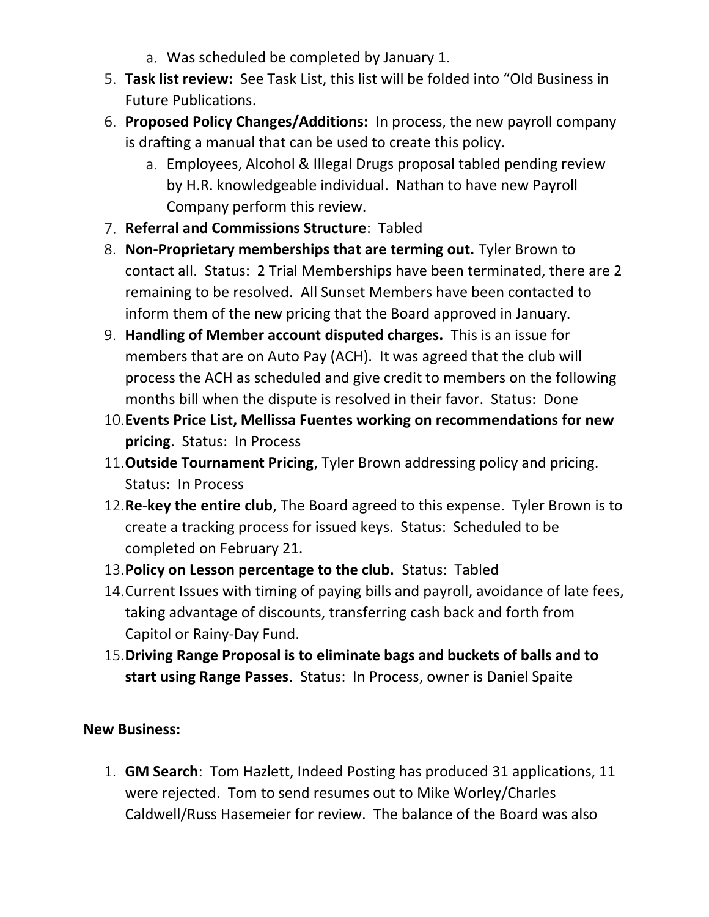a. Was scheduled be completed by January 1.

5. **Task list review:** See Task List, this list will be folded into "Old Business in Future Publications.
6. **Proposed Policy Changes/Additions:** In process, the new payroll company is drafting a manual that can be used to create this policy.
   a. Employees, Alcohol & Illegal Drugs proposal tabled pending review by H.R. knowledgeable individual. Nathan to have new Payroll Company perform this review.
7. **Referral and Commissions Structure**: Tabled
8. **Non-Proprietary memberships that are terming out.** Tyler Brown to contact all. Status: 2 Trial Memberships have been terminated, there are 2 remaining to be resolved. All Sunset Members have been contacted to inform them of the new pricing that the Board approved in January.
9. **Handling of Member account disputed charges.** This is an issue for members that are on Auto Pay (ACH). It was agreed that the club will process the ACH as scheduled and give credit to members on the following months bill when the dispute is resolved in their favor. Status: Done
10. **Events Price List, Mellissa Fuentes working on recommendations for new pricing**. Status: In Process
11. **Outside Tournament Pricing**, Tyler Brown addressing policy and pricing. Status: In Process
12. **Re-key the entire club**, The Board agreed to this expense. Tyler Brown is to create a tracking process for issued keys. Status: Scheduled to be completed on February 21.
13. **Policy on Lesson percentage to the club.** Status: Tabled
14. Current Issues with timing of paying bills and payroll, avoidance of late fees, taking advantage of discounts, transferring cash back and forth from Capitol or Rainy-Day Fund.
15. **Driving Range Proposal is to eliminate bags and buckets of balls and to start using Range Passes**. Status: In Process, owner is Daniel Spaite

**New Business:**

1. **GM Search**: Tom Hazlett, Indeed Posting has produced 31 applications, 11 were rejected. Tom to send resumes out to Mike Worley/Charles Caldwell/Russ Hasemeier for review. The balance of the Board was also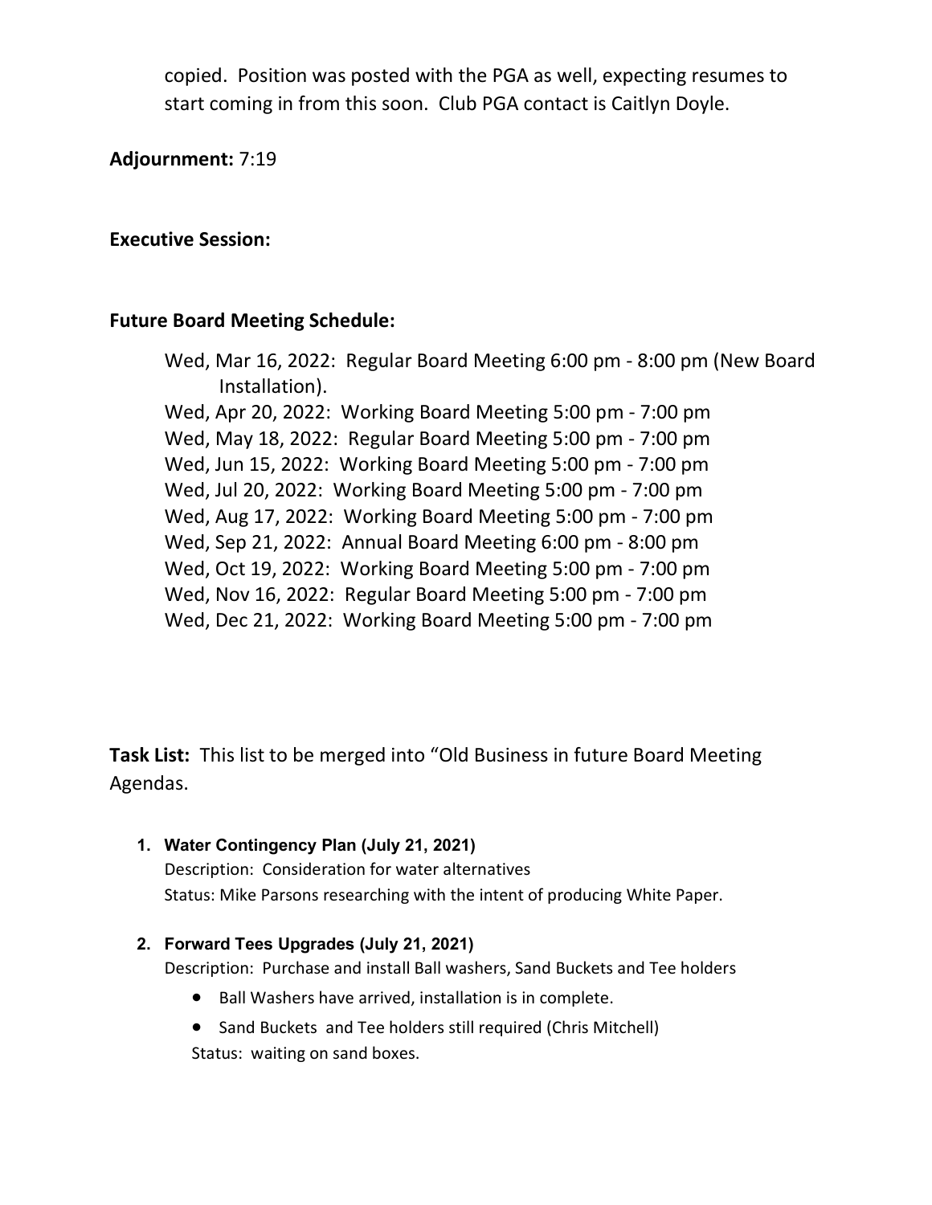copied. Position was posted with the PGA as well, expecting resumes to start coming in from this soon. Club PGA contact is Caitlyn Doyle.

**Adjournment:** 7:19

**Executive Session:**

**Future Board Meeting Schedule:**

Wed, Mar 16, 2022: Regular Board Meeting 6:00 pm - 8:00 pm (New Board Installation).
Wed, Apr 20, 2022: Working Board Meeting 5:00 pm - 7:00 pm
Wed, May 18, 2022: Regular Board Meeting 5:00 pm - 7:00 pm
Wed, Jun 15, 2022: Working Board Meeting 5:00 pm - 7:00 pm
Wed, Jul 20, 2022: Working Board Meeting 5:00 pm - 7:00 pm
Wed, Aug 17, 2022: Working Board Meeting 5:00 pm - 7:00 pm
Wed, Sep 21, 2022: Annual Board Meeting 6:00 pm - 8:00 pm
Wed, Oct 19, 2022: Working Board Meeting 5:00 pm - 7:00 pm
Wed, Nov 16, 2022: Regular Board Meeting 5:00 pm - 7:00 pm
Wed, Dec 21, 2022: Working Board Meeting 5:00 pm - 7:00 pm

**Task List:** This list to be merged into "Old Business in future Board Meeting Agendas.

1. **Water Contingency Plan (July 21, 2021)**
   Description: Consideration for water alternatives
   Status: Mike Parsons researching with the intent of producing White Paper.

2. **Forward Tees Upgrades (July 21, 2021)**
   Description: Purchase and install Ball washers, Sand Buckets and Tee holders
   - Ball Washers have arrived, installation is in complete.
   - Sand Buckets and Tee holders still required (Chris Mitchell)

   Status: waiting on sand boxes.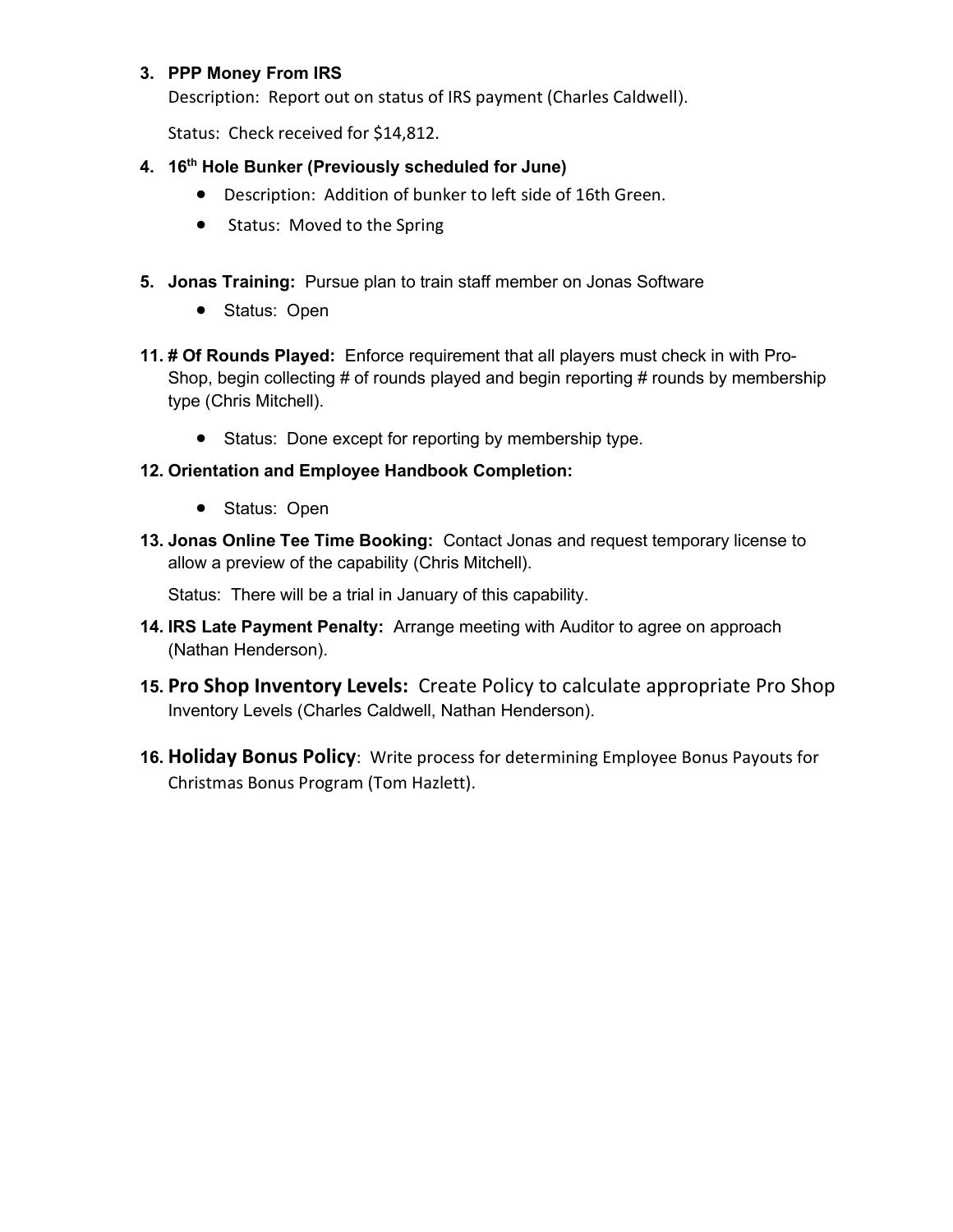3. **PPP Money From IRS**

   Description: Report out on status of IRS payment (Charles Caldwell).

   Status: Check received for $14,812.

4. **16th Hole Bunker (Previously scheduled for June)**
   - Description: Addition of bunker to left side of 16th Green.
   - Status: Moved to the Spring

5. **Jonas Training:** Pursue plan to train staff member on Jonas Software
   - Status: Open

11. **# Of Rounds Played:** Enforce requirement that all players must check in with Pro-Shop, begin collecting # of rounds played and begin reporting # rounds by membership type (Chris Mitchell).
    - Status: Done except for reporting by membership type.

12. **Orientation and Employee Handbook Completion:**
    - Status: Open

13. **Jonas Online Tee Time Booking:** Contact Jonas and request temporary license to allow a preview of the capability (Chris Mitchell).

    Status: There will be a trial in January of this capability.

14. **IRS Late Payment Penalty:** Arrange meeting with Auditor to agree on approach (Nathan Henderson).

15. **Pro Shop Inventory Levels:** Create Policy to calculate appropriate Pro Shop Inventory Levels (Charles Caldwell, Nathan Henderson).

16. **Holiday Bonus Policy**: Write process for determining Employee Bonus Payouts for Christmas Bonus Program (Tom Hazlett).